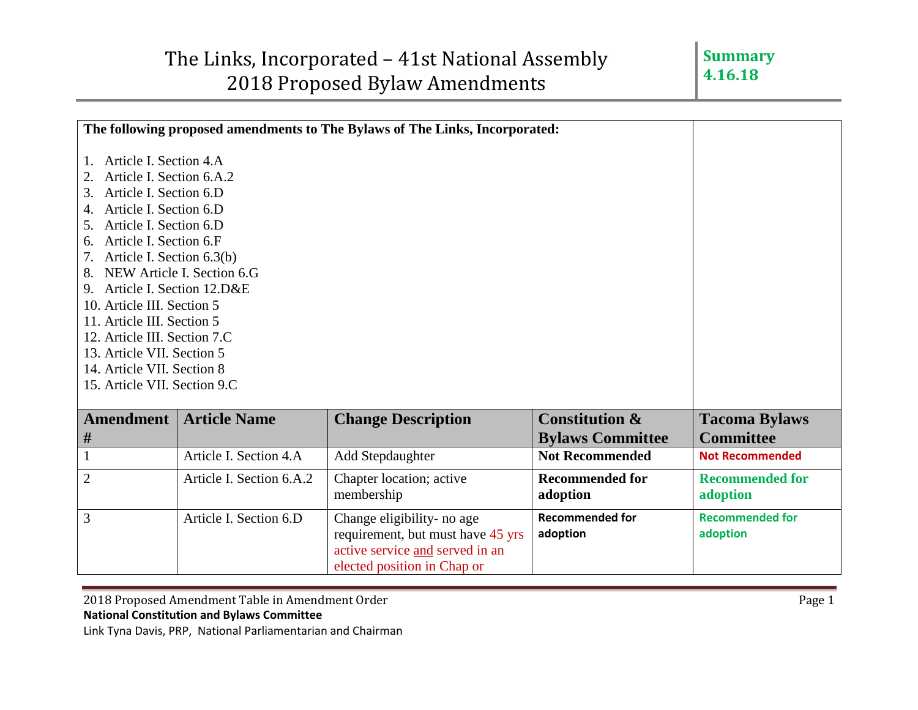# The Links, Incorporated – 41st National Assembly
# 2018 Proposed Bylaw Amendments

**Summary 4.16.18**

**The following proposed amendments to The Bylaws of The Links, Incorporated:**

1. Article I. Section 4.A
2. Article I. Section 6.A.2
3. Article I. Section 6.D
4. Article I. Section 6.D
5. Article I. Section 6.D
6. Article I. Section 6.F
7. Article I. Section 6.3(b)
8. NEW Article I. Section 6.G
9. Article I. Section 12.D&E
10. Article III. Section 5
11. Article III. Section 5
12. Article III. Section 7.C
13. Article VII. Section 5
14. Article VII. Section 8
15. Article VII. Section 9.C

| Amendment # | Article Name | Change Description | Constitution & Bylaws Committee | Tacoma Bylaws Committee |
|---|---|---|---|---|
| 1 | Article I. Section 4.A | Add Stepdaughter | **Not Recommended** | **Not Recommended** |
| 2 | Article I. Section 6.A.2 | Chapter location; active membership | **Recommended for adoption** | **Recommended for adoption** |
| 3 | Article I. Section 6.D | Change eligibility- no age requirement, but must have 45 yrs active service and served in an elected position in Chap or | **Recommended for adoption** | **Recommended for adoption** |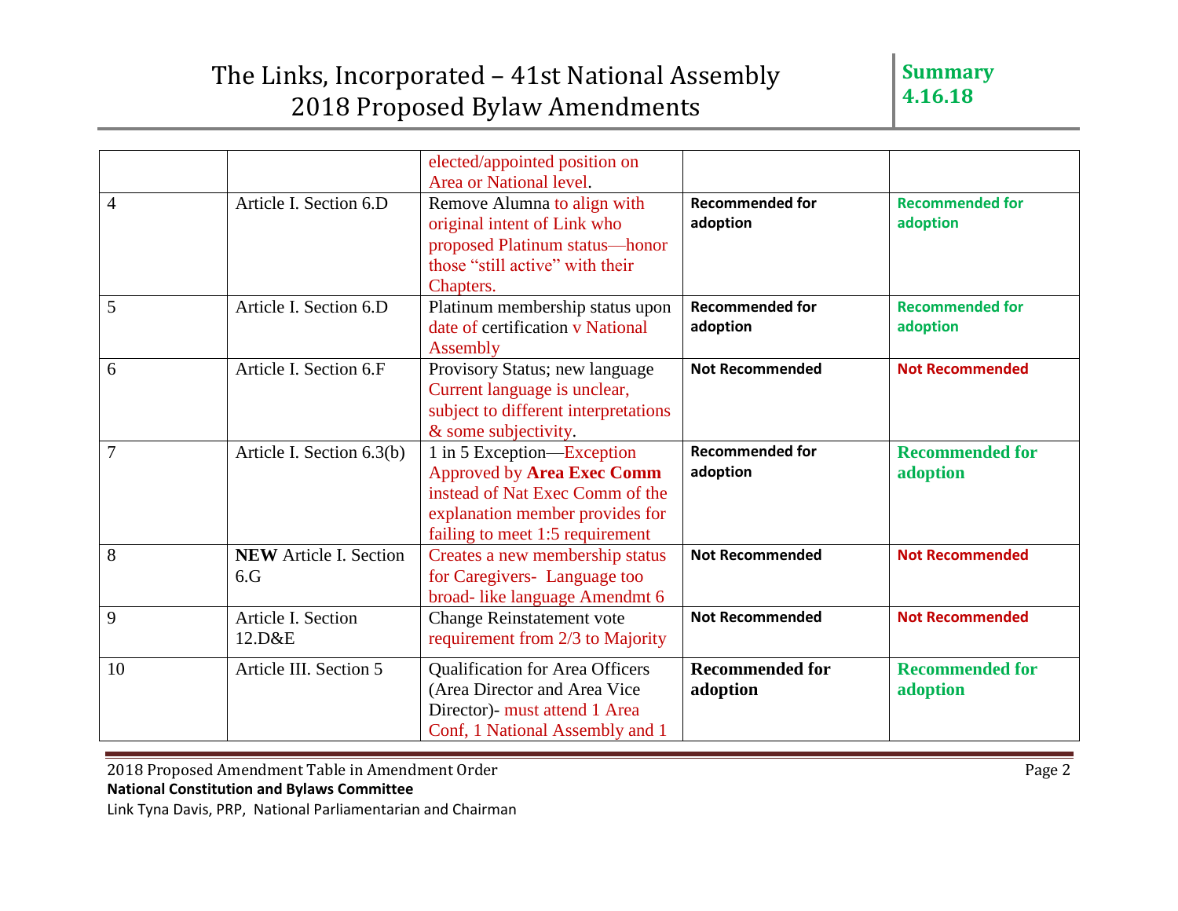| | | | | |
|---|---|---|---|---|
| | | elected/appointed position on Area or National level. | | |
| 4 | Article I. Section 6.D | Remove Alumna to align with original intent of Link who proposed Platinum status—honor those "still active" with their Chapters. | **Recommended for adoption** | **Recommended for adoption** |
| 5 | Article I. Section 6.D | Platinum membership status upon date of certification v National Assembly | **Recommended for adoption** | **Recommended for adoption** |
| 6 | Article I. Section 6.F | Provisory Status; new language Current language is unclear, subject to different interpretations & some subjectivity. | **Not Recommended** | **Not Recommended** |
| 7 | Article I. Section 6.3(b) | 1 in 5 Exception—Exception Approved by **Area Exec Comm** instead of Nat Exec Comm of the explanation member provides for failing to meet 1:5 requirement | **Recommended for adoption** | **Recommended for adoption** |
| 8 | **NEW** Article I. Section 6.G | Creates a new membership status for Caregivers- Language too broad- like language Amendmt 6 | **Not Recommended** | **Not Recommended** |
| 9 | Article I. Section 12.D&E | Change Reinstatement vote requirement from 2/3 to Majority | **Not Recommended** | **Not Recommended** |
| 10 | Article III. Section 5 | Qualification for Area Officers (Area Director and Area Vice Director)- must attend 1 Area Conf, 1 National Assembly and 1 | **Recommended for adoption** | **Recommended for adoption** |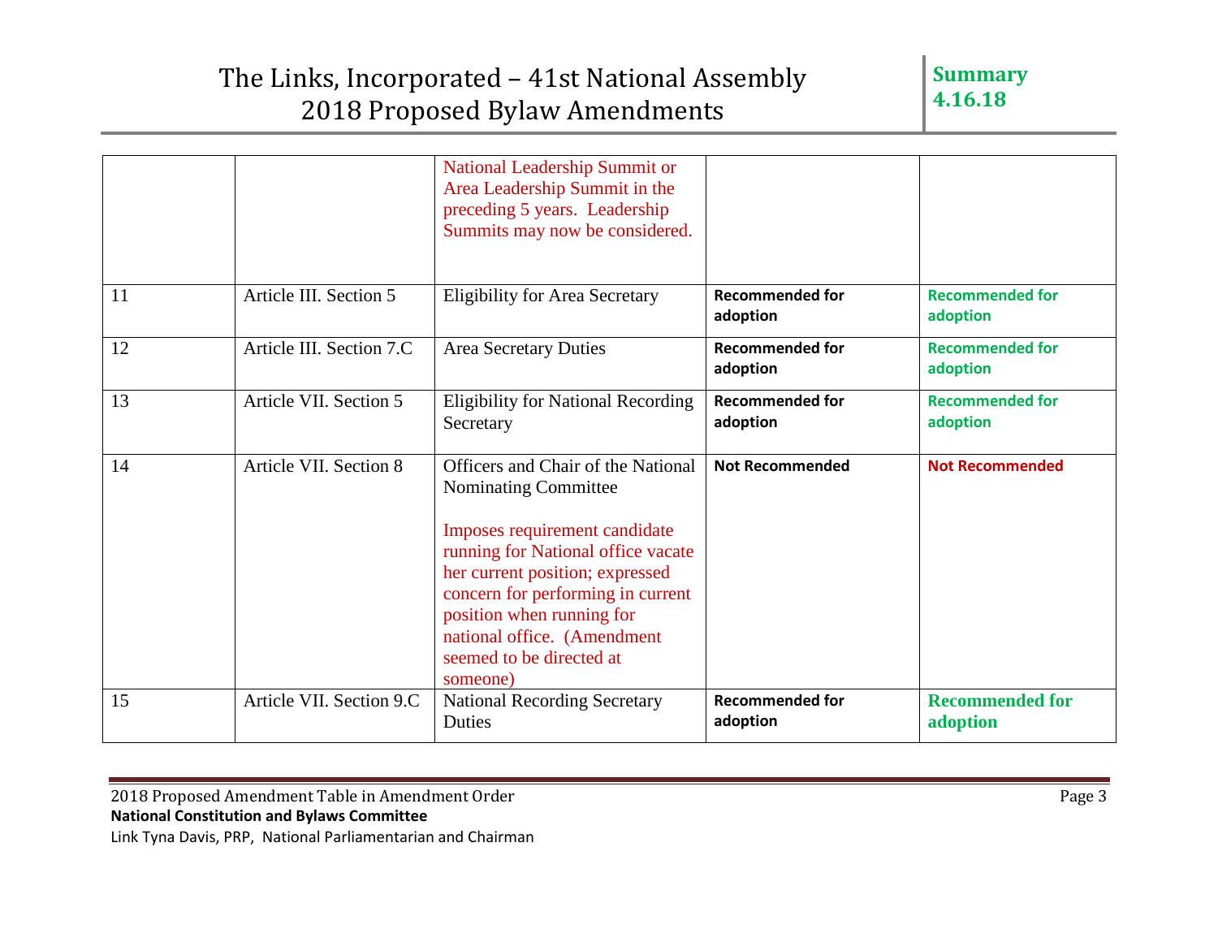| | | | | |
|---|---|---|---|---|
| | | National Leadership Summit or Area Leadership Summit in the preceding 5 years. Leadership Summits may now be considered. | | |
| 11 | Article III. Section 5 | Eligibility for Area Secretary | **Recommended for adoption** | **Recommended for adoption** |
| 12 | Article III. Section 7.C | Area Secretary Duties | **Recommended for adoption** | **Recommended for adoption** |
| 13 | Article VII. Section 5 | Eligibility for National Recording Secretary | **Recommended for adoption** | **Recommended for adoption** |
| 14 | Article VII. Section 8 | Officers and Chair of the National Nominating Committee<br><br>Imposes requirement candidate running for National office vacate her current position; expressed concern for performing in current position when running for national office. (Amendment seemed to be directed at someone) | **Not Recommended** | **Not Recommended** |
| 15 | Article VII. Section 9.C | National Recording Secretary Duties | **Recommended for adoption** | **Recommended for adoption** |